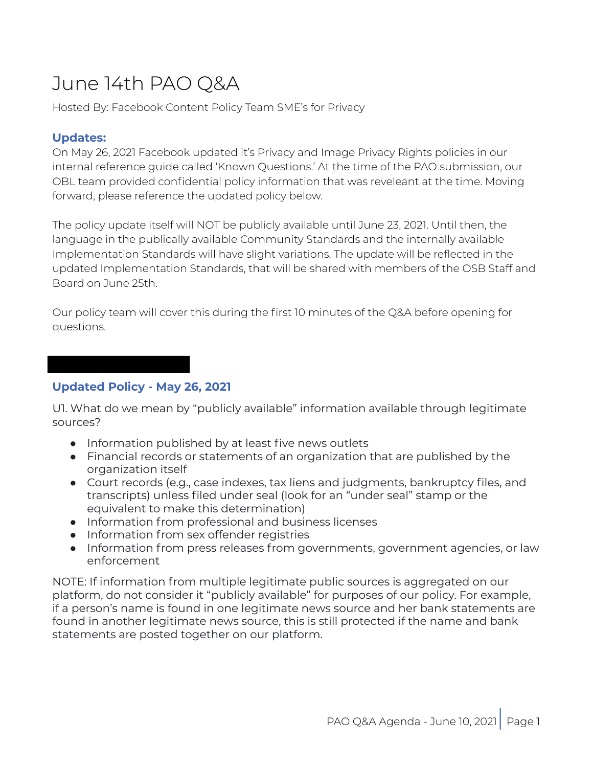# June 14th PAO Q&A

Hosted By: Facebook Content Policy Team SME's for Privacy

### Updates:

On May 26, 2021 Facebook updated it's Privacy and Image Privacy Rights policies in our internal reference guide called 'Known Questions.' At the time of the PAO submission, our OBL team provided confidential policy information that was reveleant at the time. Moving forward, please reference the updated policy below.

The policy update itself will NOT be publicly available until June 23, 2021. Until then, the language in the publically available Community Standards and the internally available Implementation Standards will have slight variations. The update will be reflected in the updated Implementation Standards, that will be shared with members of the OSB Staff and Board on June 25th.

Our policy team will cover this during the first 10 minutes of the Q&A before opening for questions.

### Updated Policy - May 26, 2021

U1. What do we mean by "publicly available" information available through legitimate sources?

- Information published by at least five news outlets
- Financial records or statements of an organization that are published by the organization itself
- Court records (e.g., case indexes, tax liens and judgments, bankruptcy files, and transcripts) unless filed under seal (look for an "under seal" stamp or the equivalent to make this determination)
- Information from professional and business licenses
- Information from sex offender registries
- Information from press releases from governments, government agencies, or law enforcement

NOTE: If information from multiple legitimate public sources is aggregated on our platform, do not consider it "publicly available" for purposes of our policy. For example, if a person's name is found in one legitimate news source and her bank statements are found in another legitimate news source, this is still protected if the name and bank statements are posted together on our platform.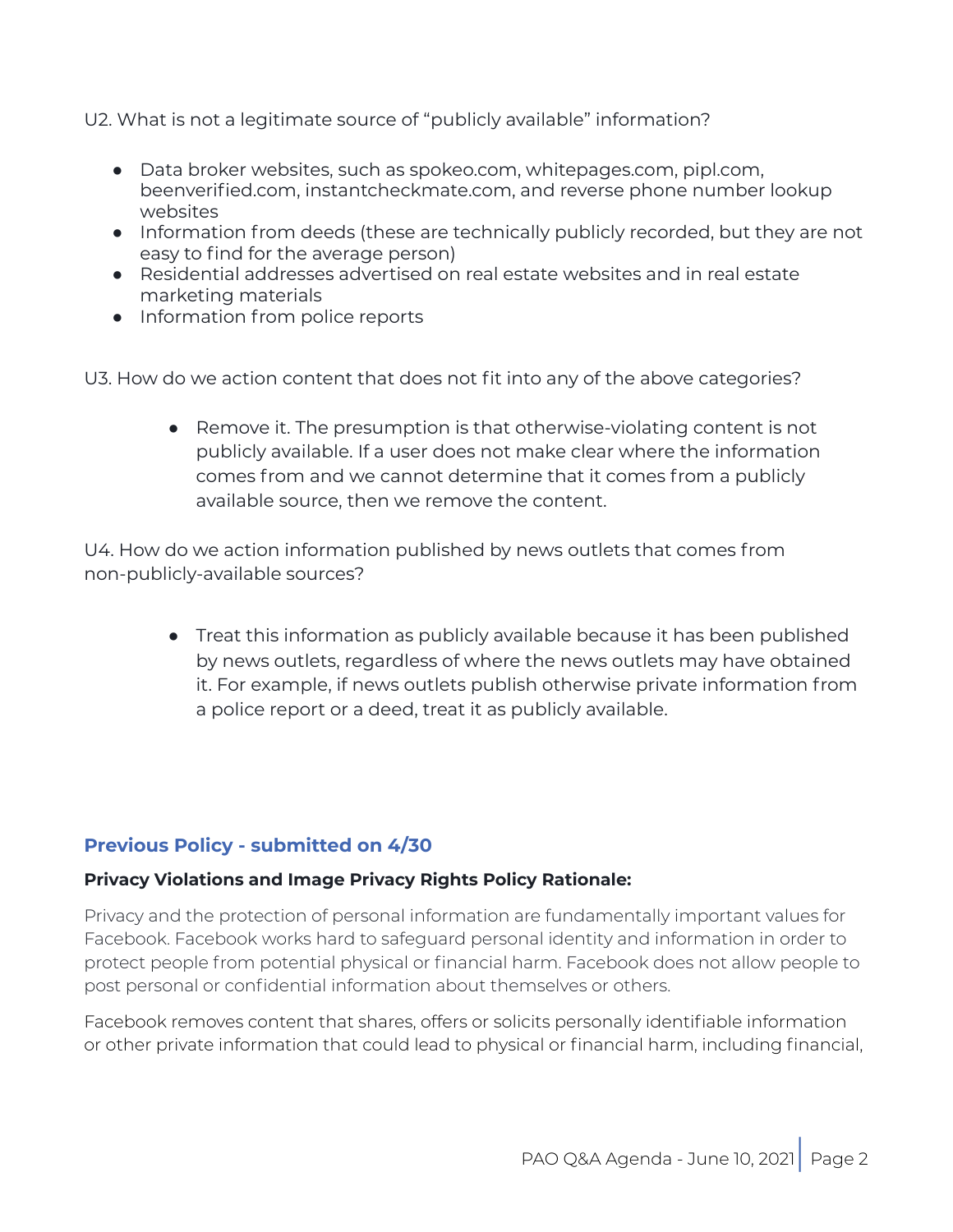U2. What is not a legitimate source of “publicly available” information?

- Data broker websites, such as spokeo.com, whitepages.com, pipl.com, beenverified.com, instantcheckmate.com, and reverse phone number lookup websites
- Information from deeds (these are technically publicly recorded, but they are not easy to find for the average person)
- Residential addresses advertised on real estate websites and in real estate marketing materials
- Information from police reports

U3. How do we action content that does not fit into any of the above categories?

- Remove it. The presumption is that otherwise-violating content is not publicly available. If a user does not make clear where the information comes from and we cannot determine that it comes from a publicly available source, then we remove the content.

U4. How do we action information published by news outlets that comes from non-publicly-available sources?

- Treat this information as publicly available because it has been published by news outlets, regardless of where the news outlets may have obtained it. For example, if news outlets publish otherwise private information from a police report or a deed, treat it as publicly available.

## Previous Policy - submitted on 4/30

**Privacy Violations and Image Privacy Rights Policy Rationale:**

Privacy and the protection of personal information are fundamentally important values for Facebook. Facebook works hard to safeguard personal identity and information in order to protect people from potential physical or financial harm. Facebook does not allow people to post personal or confidential information about themselves or others.

Facebook removes content that shares, offers or solicits personally identifiable information or other private information that could lead to physical or financial harm, including financial,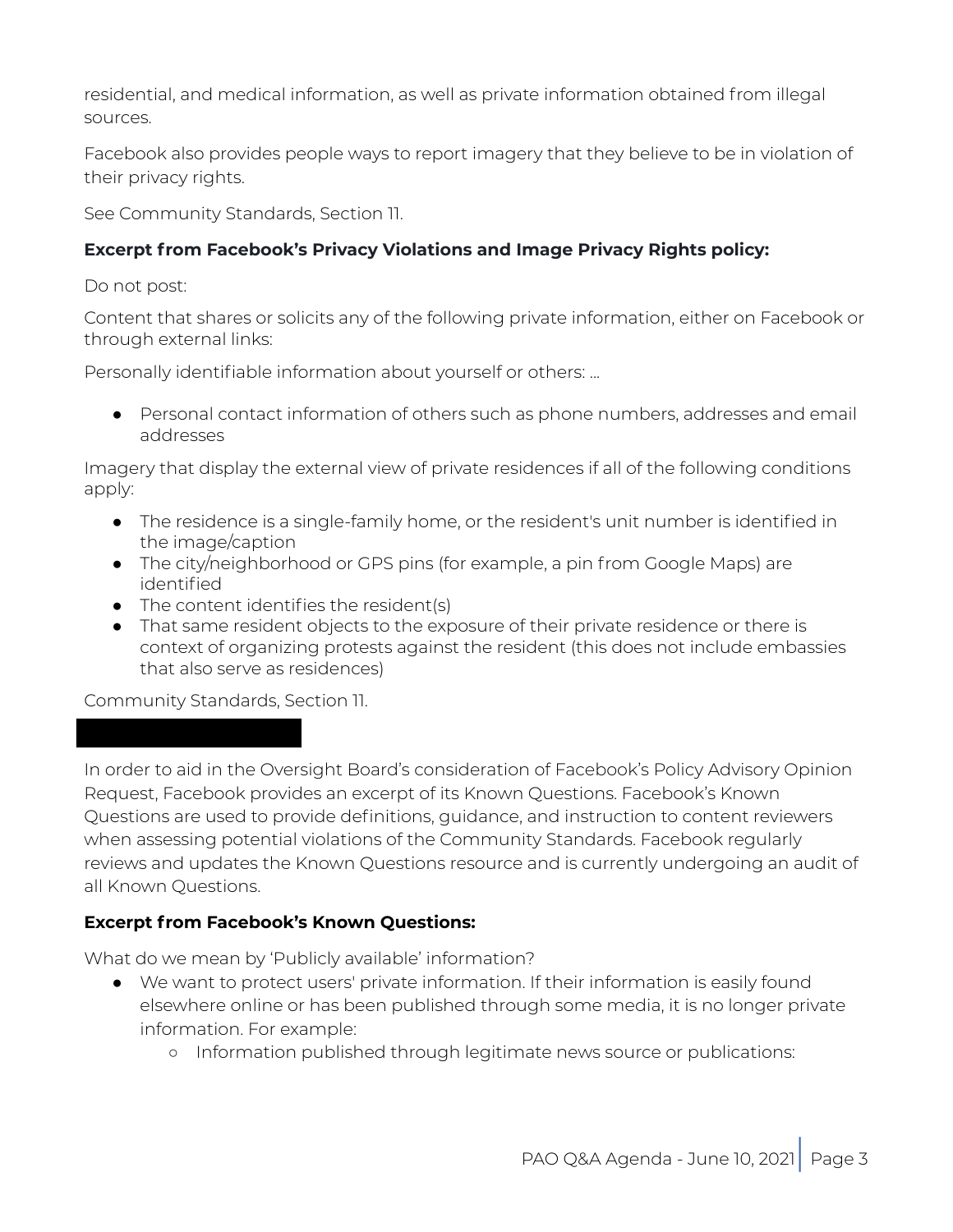residential, and medical information, as well as private information obtained from illegal sources.

Facebook also provides people ways to report imagery that they believe to be in violation of their privacy rights.

See Community Standards, Section 11.

**Excerpt from Facebook's Privacy Violations and Image Privacy Rights policy:**

Do not post:

Content that shares or solicits any of the following private information, either on Facebook or through external links:

Personally identifiable information about yourself or others: ...

- Personal contact information of others such as phone numbers, addresses and email addresses

Imagery that display the external view of private residences if all of the following conditions apply:

- The residence is a single-family home, or the resident's unit number is identified in the image/caption
- The city/neighborhood or GPS pins (for example, a pin from Google Maps) are identified
- The content identifies the resident(s)
- That same resident objects to the exposure of their private residence or there is context of organizing protests against the resident (this does not include embassies that also serve as residences)

Community Standards, Section 11.

In order to aid in the Oversight Board's consideration of Facebook's Policy Advisory Opinion Request, Facebook provides an excerpt of its Known Questions. Facebook's Known Questions are used to provide definitions, guidance, and instruction to content reviewers when assessing potential violations of the Community Standards. Facebook regularly reviews and updates the Known Questions resource and is currently undergoing an audit of all Known Questions.

**Excerpt from Facebook's Known Questions:**

What do we mean by 'Publicly available' information?

- We want to protect users' private information. If their information is easily found elsewhere online or has been published through some media, it is no longer private information. For example:
  - Information published through legitimate news source or publications: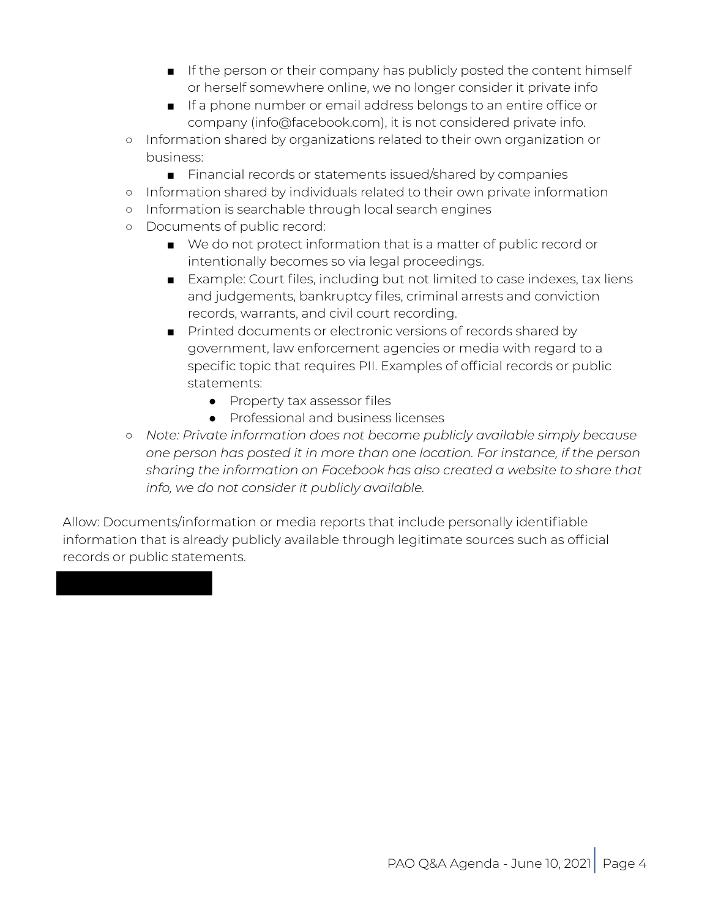- If the person or their company has publicly posted the content himself or herself somewhere online, we no longer consider it private info
        - If a phone number or email address belongs to an entire office or company (info@facebook.com), it is not considered private info.
    - Information shared by organizations related to their own organization or business:
        - Financial records or statements issued/shared by companies
    - Information shared by individuals related to their own private information
    - Information is searchable through local search engines
    - Documents of public record:
        - We do not protect information that is a matter of public record or intentionally becomes so via legal proceedings.
        - Example: Court files, including but not limited to case indexes, tax liens and judgements, bankruptcy files, criminal arrests and conviction records, warrants, and civil court recording.
        - Printed documents or electronic versions of records shared by government, law enforcement agencies or media with regard to a specific topic that requires PII. Examples of official records or public statements:
            - Property tax assessor files
            - Professional and business licenses
    - *Note: Private information does not become publicly available simply because one person has posted it in more than one location. For instance, if the person sharing the information on Facebook has also created a website to share that info, we do not consider it publicly available.*

Allow: Documents/information or media reports that include personally identifiable information that is already publicly available through legitimate sources such as official records or public statements.